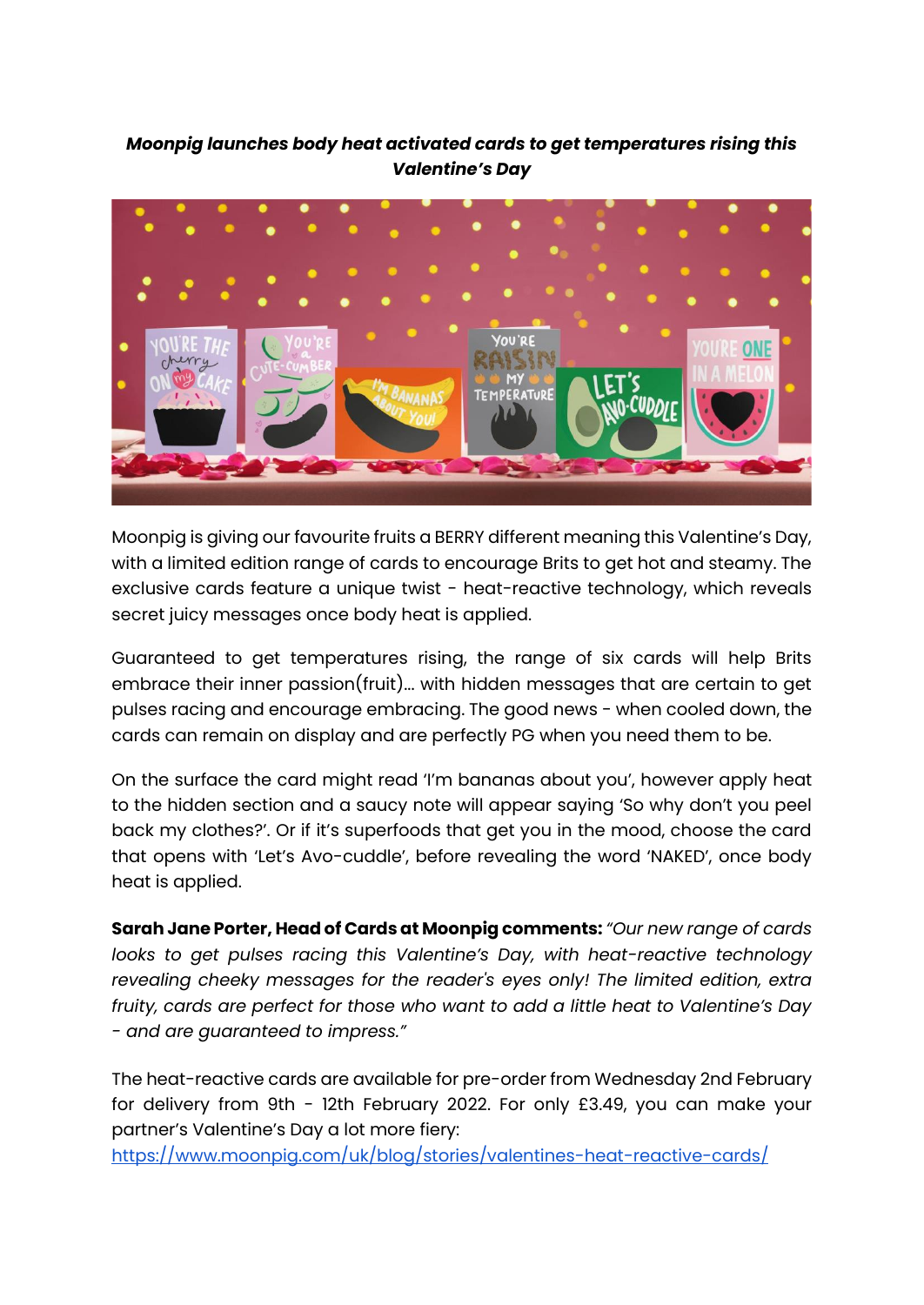***Moonpig launches body heat activated cards to get temperatures rising this Valentine's Day***

Moonpig is giving our favourite fruits a BERRY different meaning this Valentine's Day, with a limited edition range of cards to encourage Brits to get hot and steamy. The exclusive cards feature a unique twist - heat-reactive technology, which reveals secret juicy messages once body heat is applied.

Guaranteed to get temperatures rising, the range of six cards will help Brits embrace their inner passion(fruit)... with hidden messages that are certain to get pulses racing and encourage embracing. The good news - when cooled down, the cards can remain on display and are perfectly PG when you need them to be.

On the surface the card might read 'I'm bananas about you', however apply heat to the hidden section and a saucy note will appear saying 'So why don't you peel back my clothes?'. Or if it's superfoods that get you in the mood, choose the card that opens with 'Let's Avo-cuddle', before revealing the word 'NAKED', once body heat is applied.

**Sarah Jane Porter, Head of Cards at Moonpig comments:** *"Our new range of cards looks to get pulses racing this Valentine's Day, with heat-reactive technology revealing cheeky messages for the reader's eyes only! The limited edition, extra fruity, cards are perfect for those who want to add a little heat to Valentine's Day - and are guaranteed to impress."*

The heat-reactive cards are available for pre-order from Wednesday 2nd February for delivery from 9th - 12th February 2022. For only £3.49, you can make your partner's Valentine's Day a lot more fiery: [https://www.moonpig.com/uk/blog/stories/valentines-heat-reactive-cards/](https://www.moonpig.com/uk/blog/stories/valentines-heat-reactive-cards/)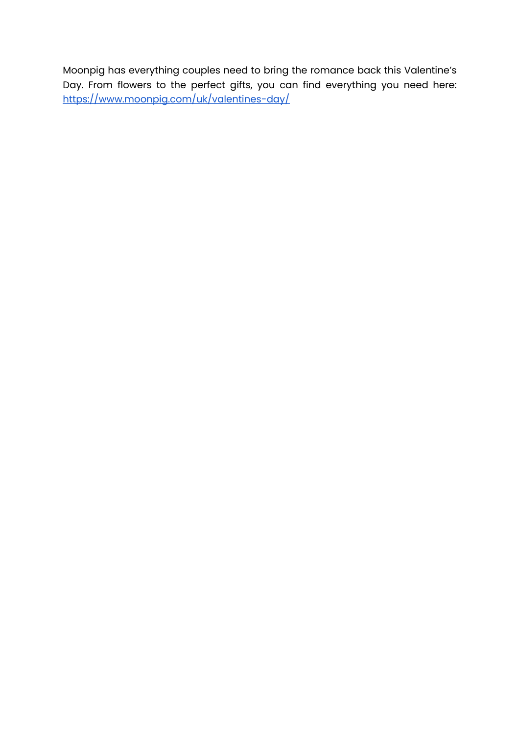Moonpig has everything couples need to bring the romance back this Valentine's Day. From flowers to the perfect gifts, you can find everything you need here: https://www.moonpig.com/uk/valentines-day/